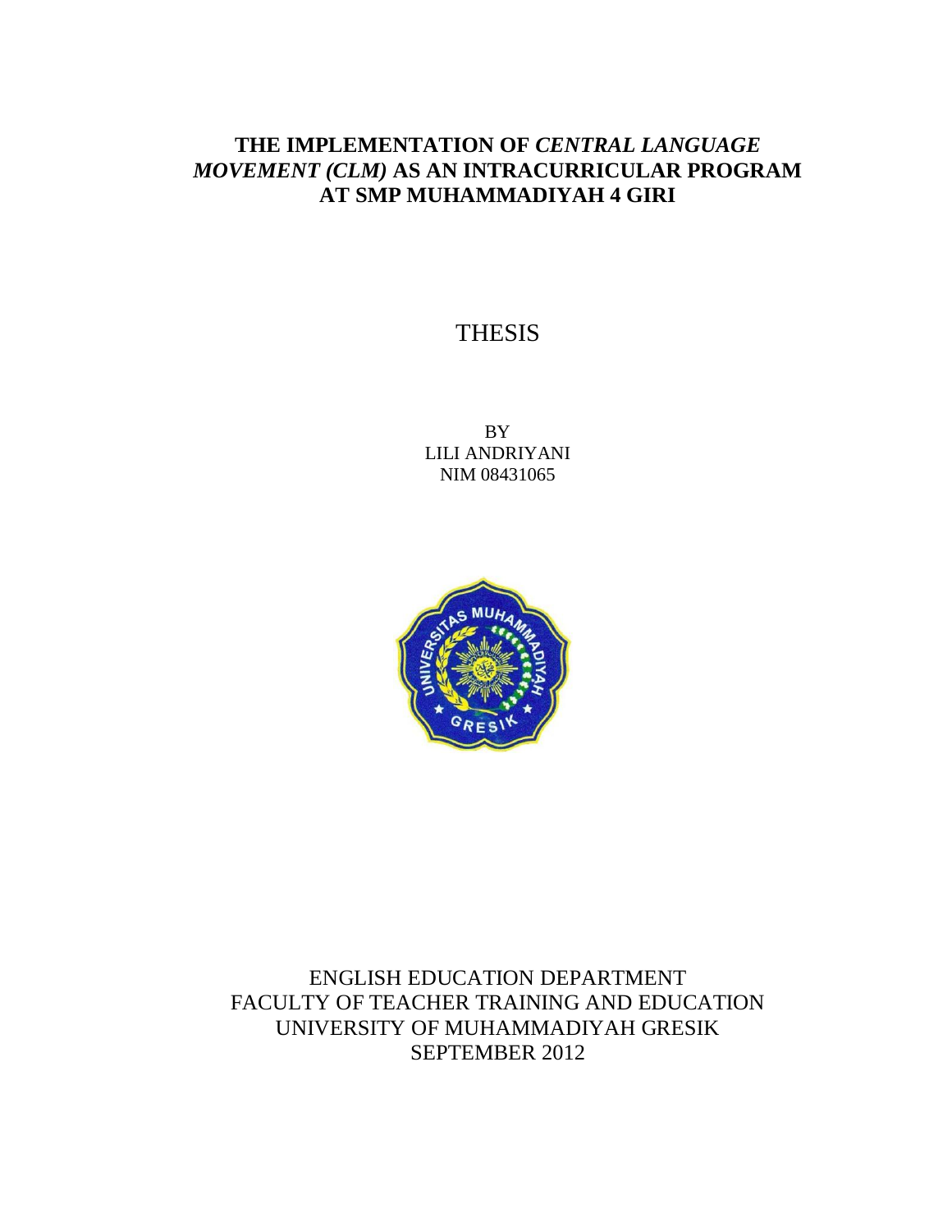# THE IMPLEMENTATION OF *CENTRAL LANGUAGE MOVEMENT (CLM)* AS AN INTRACURRICULAR PROGRAM AT SMP MUHAMMADIYAH 4 GIRI

THESIS

BY
LILI ANDRIYANI
NIM 08431065

ENGLISH EDUCATION DEPARTMENT
FACULTY OF TEACHER TRAINING AND EDUCATION
UNIVERSITY OF MUHAMMADIYAH GRESIK
SEPTEMBER 2012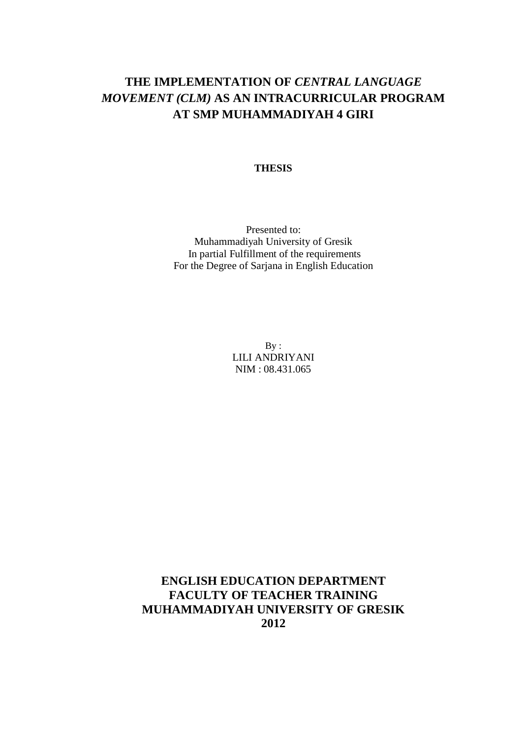# THE IMPLEMENTATION OF *CENTRAL LANGUAGE MOVEMENT (CLM)* AS AN INTRACURRICULAR PROGRAM AT SMP MUHAMMADIYAH 4 GIRI

**THESIS**

Presented to:
Muhammadiyah University of Gresik
In partial Fulfillment of the requirements
For the Degree of Sarjana in English Education

By :
LILI ANDRIYANI
NIM : 08.431.065

**ENGLISH EDUCATION DEPARTMENT**
**FACULTY OF TEACHER TRAINING**
**MUHAMMADIYAH UNIVERSITY OF GRESIK**
**2012**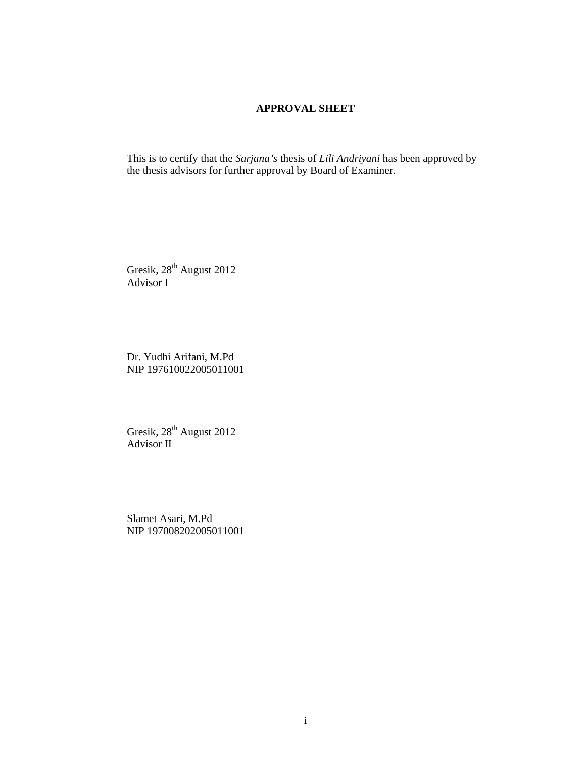## APPROVAL SHEET

This is to certify that the *Sarjana's* thesis of *Lili Andriyani* has been approved by the thesis advisors for further approval by Board of Examiner.

Gresik, 28th August 2012
Advisor I

Dr. Yudhi Arifani, M.Pd
NIP 197610022005011001

Gresik, 28th August 2012
Advisor II

Slamet Asari, M.Pd
NIP 197008202005011001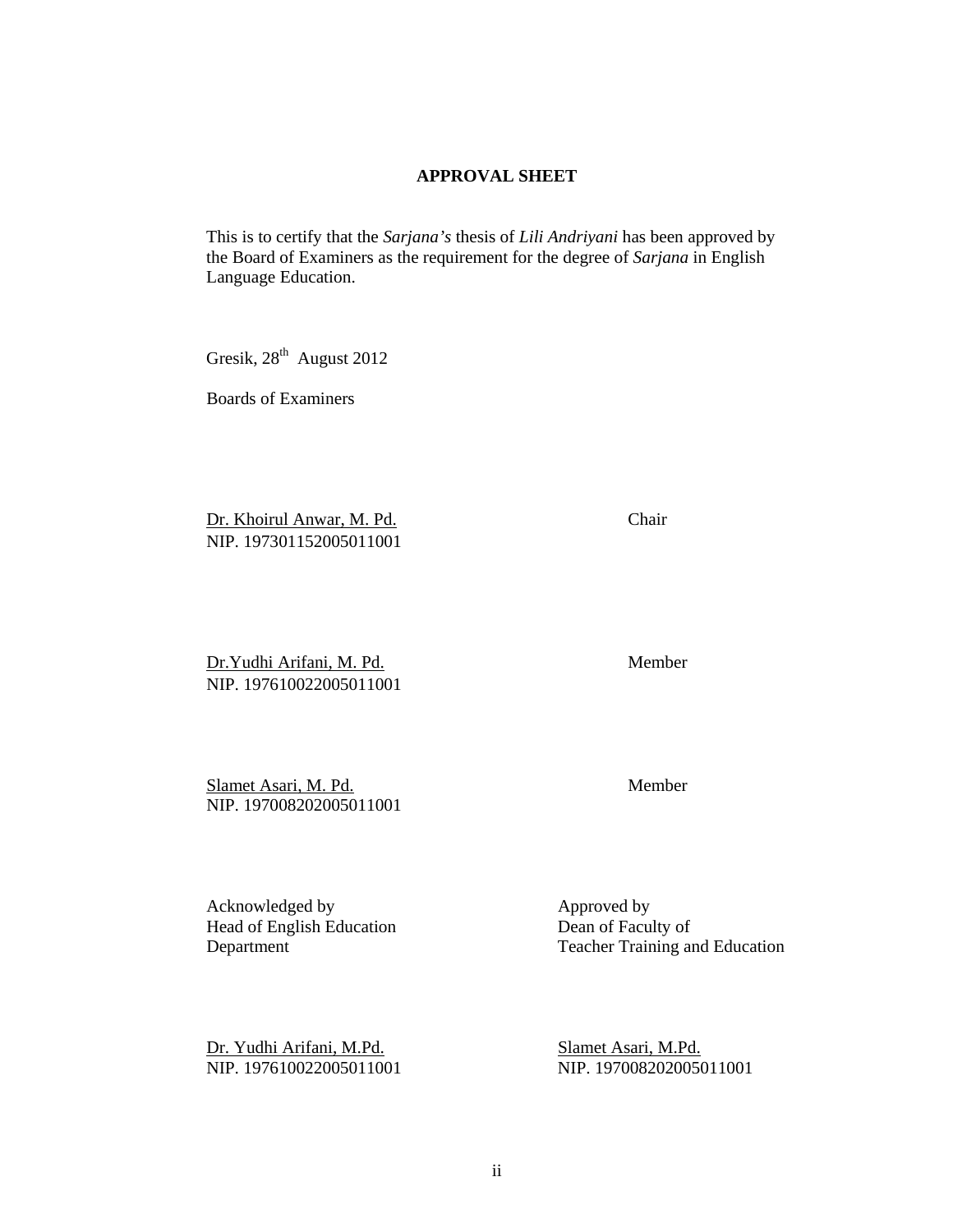## APPROVAL SHEET

This is to certify that the *Sarjana's* thesis of *Lili Andriyani* has been approved by the Board of Examiners as the requirement for the degree of *Sarjana* in English Language Education.

Gresik, 28th August 2012

Boards of Examiners

Dr. Khoirul Anwar, M. Pd. — Chair
NIP. 197301152005011001

Dr.Yudhi Arifani, M. Pd. — Member
NIP. 197610022005011001

Slamet Asari, M. Pd. — Member
NIP. 197008202005011001

| Acknowledged by | Approved by |
| --- | --- |
| Head of English Education Department | Dean of Faculty of Teacher Training and Education |
| Dr. Yudhi Arifani, M.Pd. | Slamet Asari, M.Pd. |
| NIP. 197610022005011001 | NIP. 197008202005011001 |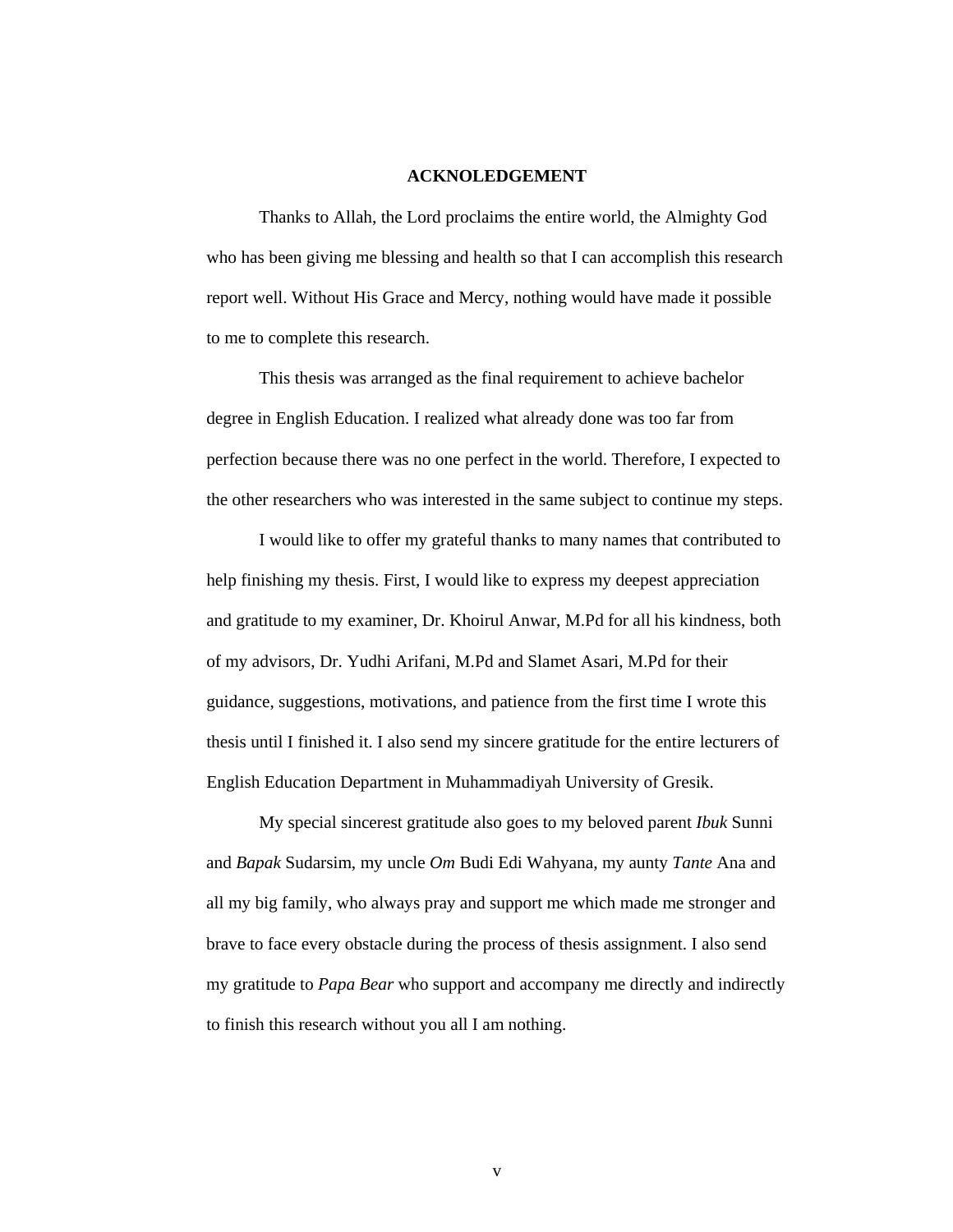# ACKNOLEDGEMENT

Thanks to Allah, the Lord proclaims the entire world, the Almighty God who has been giving me blessing and health so that I can accomplish this research report well. Without His Grace and Mercy, nothing would have made it possible to me to complete this research.

This thesis was arranged as the final requirement to achieve bachelor degree in English Education. I realized what already done was too far from perfection because there was no one perfect in the world. Therefore, I expected to the other researchers who was interested in the same subject to continue my steps.

I would like to offer my grateful thanks to many names that contributed to help finishing my thesis. First, I would like to express my deepest appreciation and gratitude to my examiner, Dr. Khoirul Anwar, M.Pd for all his kindness, both of my advisors, Dr. Yudhi Arifani, M.Pd and Slamet Asari, M.Pd for their guidance, suggestions, motivations, and patience from the first time I wrote this thesis until I finished it. I also send my sincere gratitude for the entire lecturers of English Education Department in Muhammadiyah University of Gresik.

My special sincerest gratitude also goes to my beloved parent *Ibuk* Sunni and *Bapak* Sudarsim, my uncle *Om* Budi Edi Wahyana, my aunty *Tante* Ana and all my big family, who always pray and support me which made me stronger and brave to face every obstacle during the process of thesis assignment. I also send my gratitude to *Papa Bear* who support and accompany me directly and indirectly to finish this research without you all I am nothing.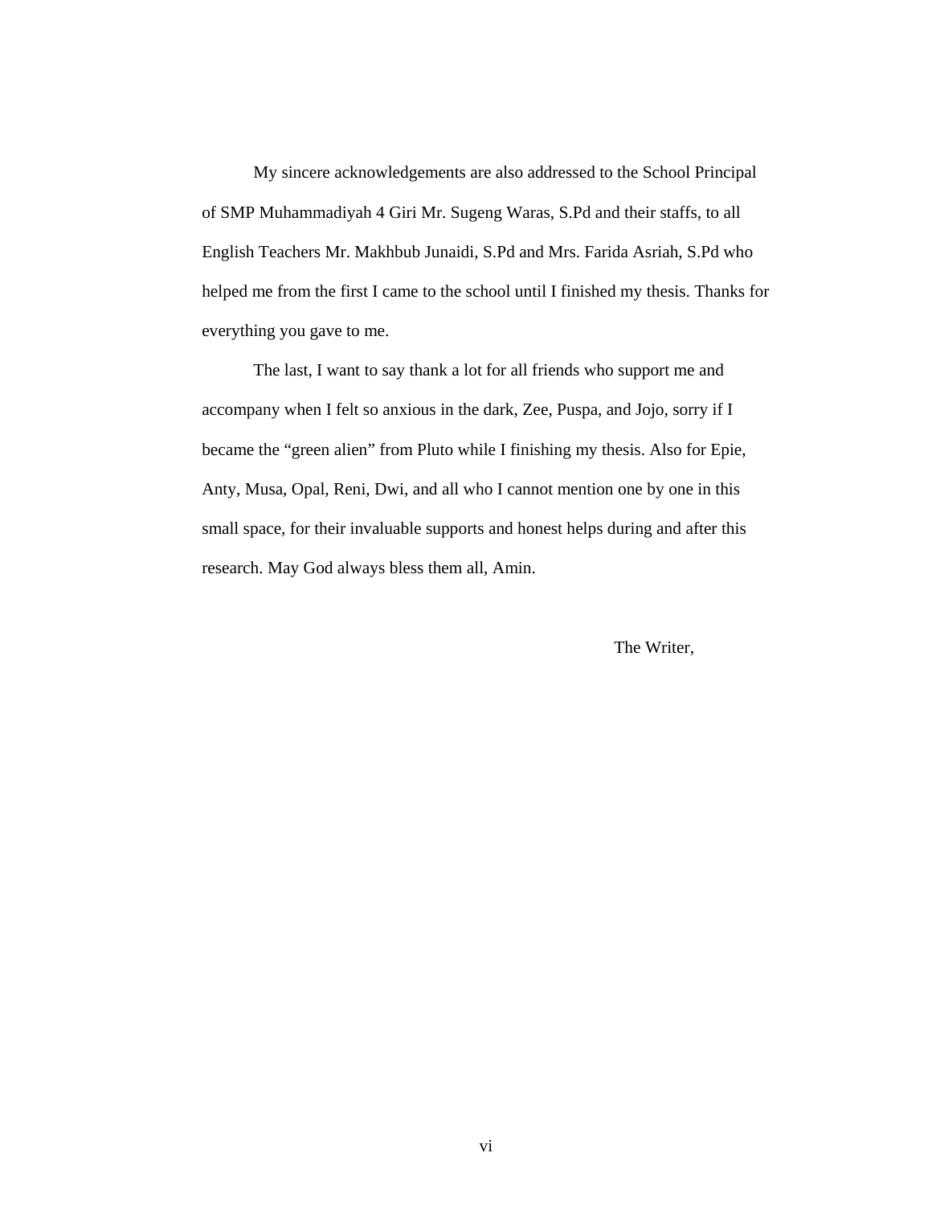My sincere acknowledgements are also addressed to the School Principal of SMP Muhammadiyah 4 Giri Mr. Sugeng Waras, S.Pd and their staffs, to all English Teachers Mr. Makhbub Junaidi, S.Pd and Mrs. Farida Asriah, S.Pd who helped me from the first I came to the school until I finished my thesis. Thanks for everything you gave to me.

The last, I want to say thank a lot for all friends who support me and accompany when I felt so anxious in the dark, Zee, Puspa, and Jojo, sorry if I became the "green alien" from Pluto while I finishing my thesis. Also for Epie, Anty, Musa, Opal, Reni, Dwi, and all who I cannot mention one by one in this small space, for their invaluable supports and honest helps during and after this research. May God always bless them all, Amin.

The Writer,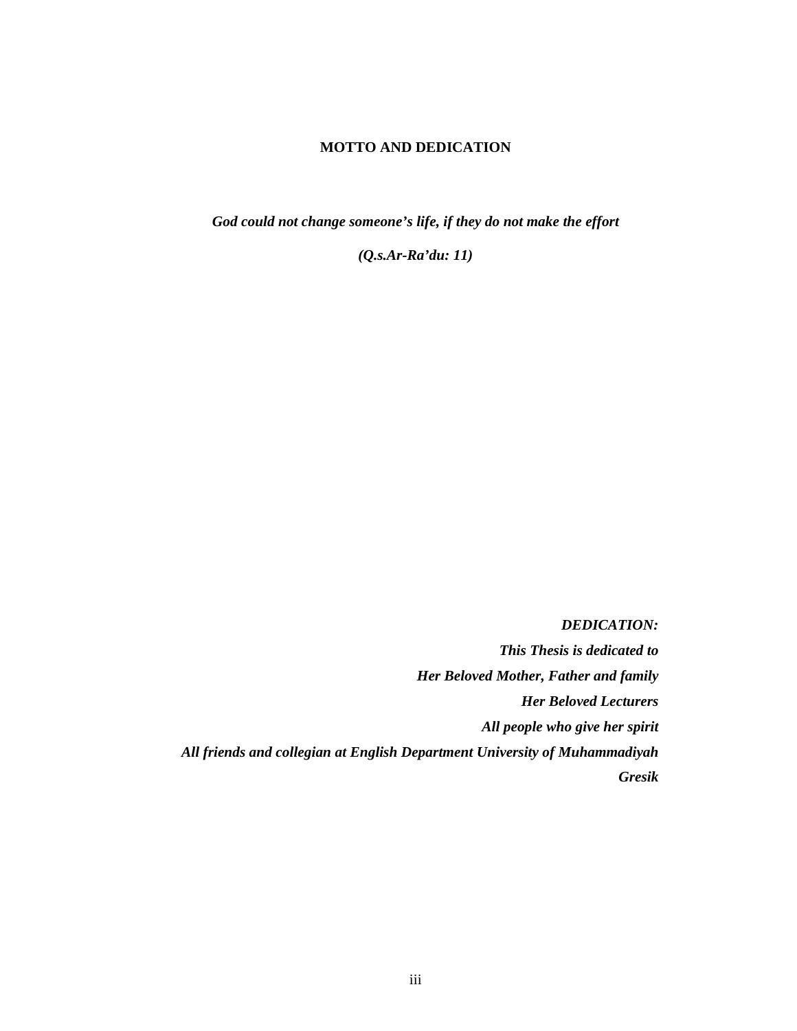# MOTTO AND DEDICATION

***God could not change someone's life, if they do not make the effort***

***(Q.s.Ar-Ra'du: 11)***

***DEDICATION:***

***This Thesis is dedicated to***

***Her Beloved Mother, Father and family***

***Her Beloved Lecturers***

***All people who give her spirit***

***All friends and collegian at English Department University of Muhammadiyah Gresik***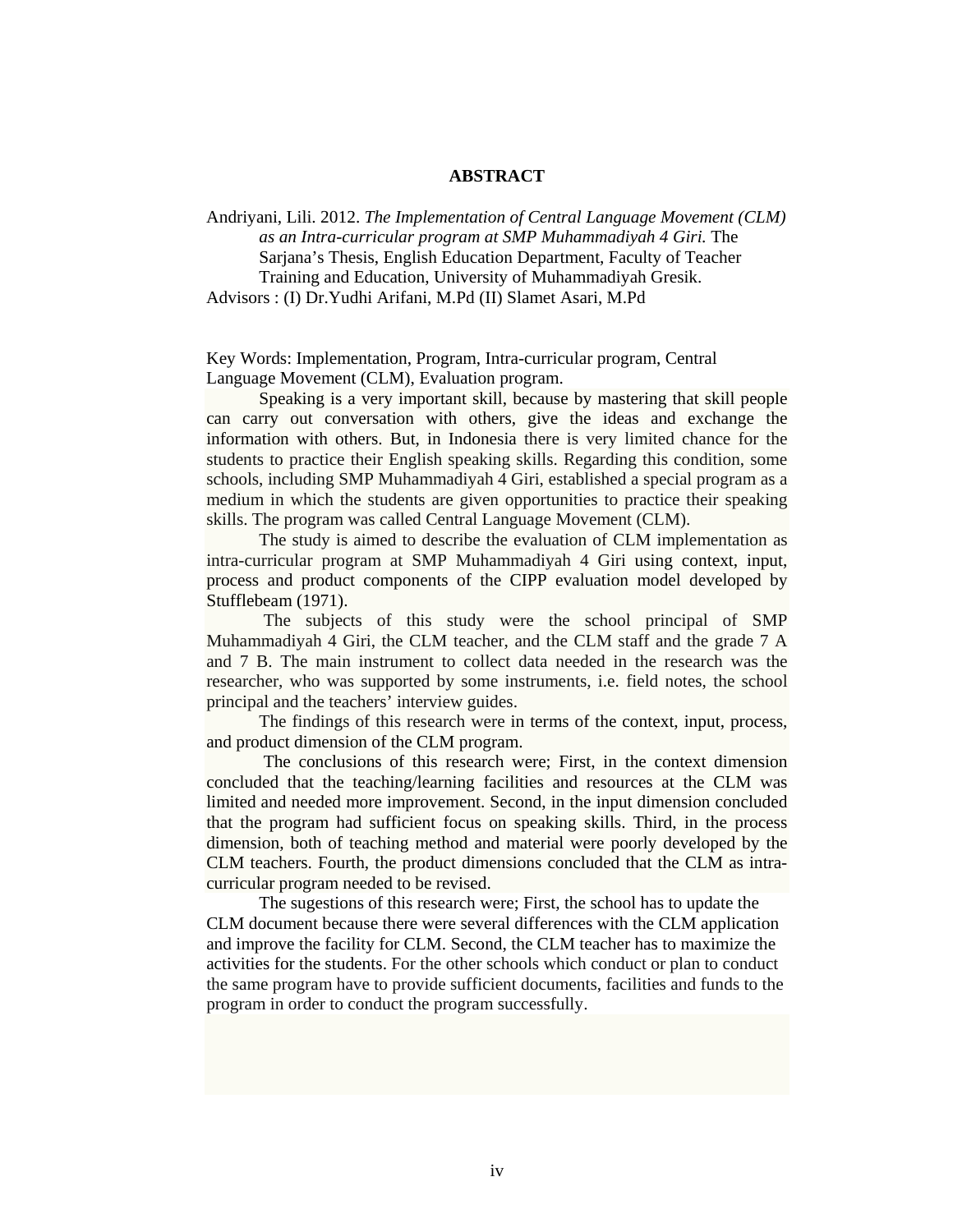# ABSTRACT

Andriyani, Lili. 2012. *The Implementation of Central Language Movement (CLM) as an Intra-curricular program at SMP Muhammadiyah 4 Giri.* The Sarjana's Thesis, English Education Department, Faculty of Teacher Training and Education, University of Muhammadiyah Gresik.
Advisors : (I) Dr.Yudhi Arifani, M.Pd (II) Slamet Asari, M.Pd

Key Words: Implementation, Program, Intra-curricular program, Central Language Movement (CLM), Evaluation program.

Speaking is a very important skill, because by mastering that skill people can carry out conversation with others, give the ideas and exchange the information with others. But, in Indonesia there is very limited chance for the students to practice their English speaking skills. Regarding this condition, some schools, including SMP Muhammadiyah 4 Giri, established a special program as a medium in which the students are given opportunities to practice their speaking skills. The program was called Central Language Movement (CLM).

The study is aimed to describe the evaluation of CLM implementation as intra-curricular program at SMP Muhammadiyah 4 Giri using context, input, process and product components of the CIPP evaluation model developed by Stufflebeam (1971).

The subjects of this study were the school principal of SMP Muhammadiyah 4 Giri, the CLM teacher, and the CLM staff and the grade 7 A and 7 B. The main instrument to collect data needed in the research was the researcher, who was supported by some instruments, i.e. field notes, the school principal and the teachers' interview guides.

The findings of this research were in terms of the context, input, process, and product dimension of the CLM program.

The conclusions of this research were; First, in the context dimension concluded that the teaching/learning facilities and resources at the CLM was limited and needed more improvement. Second, in the input dimension concluded that the program had sufficient focus on speaking skills. Third, in the process dimension, both of teaching method and material were poorly developed by the CLM teachers. Fourth, the product dimensions concluded that the CLM as intra-curricular program needed to be revised.

The sugestions of this research were; First, the school has to update the CLM document because there were several differences with the CLM application and improve the facility for CLM. Second, the CLM teacher has to maximize the activities for the students. For the other schools which conduct or plan to conduct the same program have to provide sufficient documents, facilities and funds to the program in order to conduct the program successfully.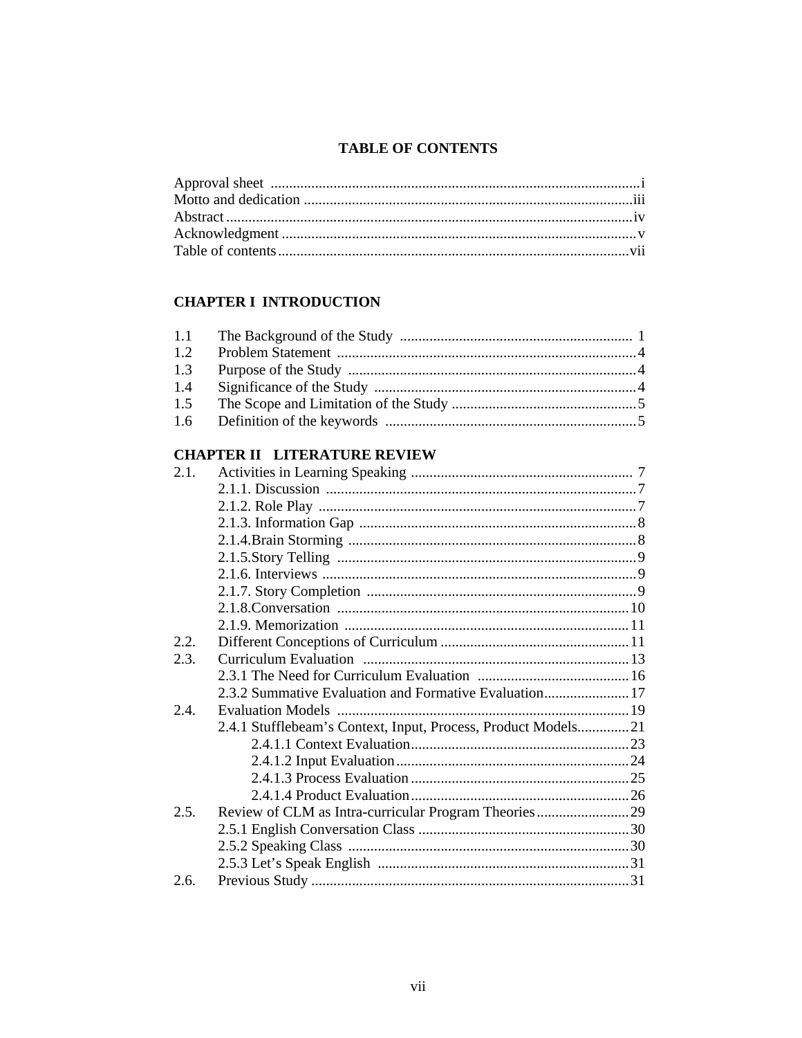# TABLE OF CONTENTS

Approval sheet ....................................................................................................i
Motto and dedication .........................................................................................iii
Abstract ..............................................................................................................iv
Acknowledgment ................................................................................................v
Table of contents ...............................................................................................vii

## CHAPTER I INTRODUCTION

1.1 The Background of the Study ............................................................... 1
1.2 Problem Statement .................................................................................4
1.3 Purpose of the Study ..............................................................................4
1.4 Significance of the Study .......................................................................4
1.5 The Scope and Limitation of the Study ..................................................5
1.6 Definition of the keywords ....................................................................5

## CHAPTER II LITERATURE REVIEW

2.1. Activities in Learning Speaking ............................................................ 7
2.1.1. Discussion ....................................................................................7
2.1.2. Role Play ......................................................................................7
2.1.3. Information Gap ...........................................................................8
2.1.4.Brain Storming ..............................................................................8
2.1.5.Story Telling .................................................................................9
2.1.6. Interviews .....................................................................................9
2.1.7. Story Completion .........................................................................9
2.1.8.Conversation ...............................................................................10
2.1.9. Memorization .............................................................................11
2.2. Different Conceptions of Curriculum ...................................................11
2.3. Curriculum Evaluation ........................................................................13
2.3.1 The Need for Curriculum Evaluation .........................................16
2.3.2 Summative Evaluation and Formative Evaluation.......................17
2.4. Evaluation Models ...............................................................................19
2.4.1 Stufflebeam's Context, Input, Process, Product Models..............21
2.4.1.1 Context Evaluation...........................................................23
2.4.1.2 Input Evaluation...............................................................24
2.4.1.3 Process Evaluation ...........................................................25
2.4.1.4 Product Evaluation...........................................................26
2.5. Review of CLM as Intra-curricular Program Theories.........................29
2.5.1 English Conversation Class .........................................................30
2.5.2 Speaking Class ............................................................................30
2.5.3 Let's Speak English ....................................................................31
2.6. Previous Study .....................................................................................31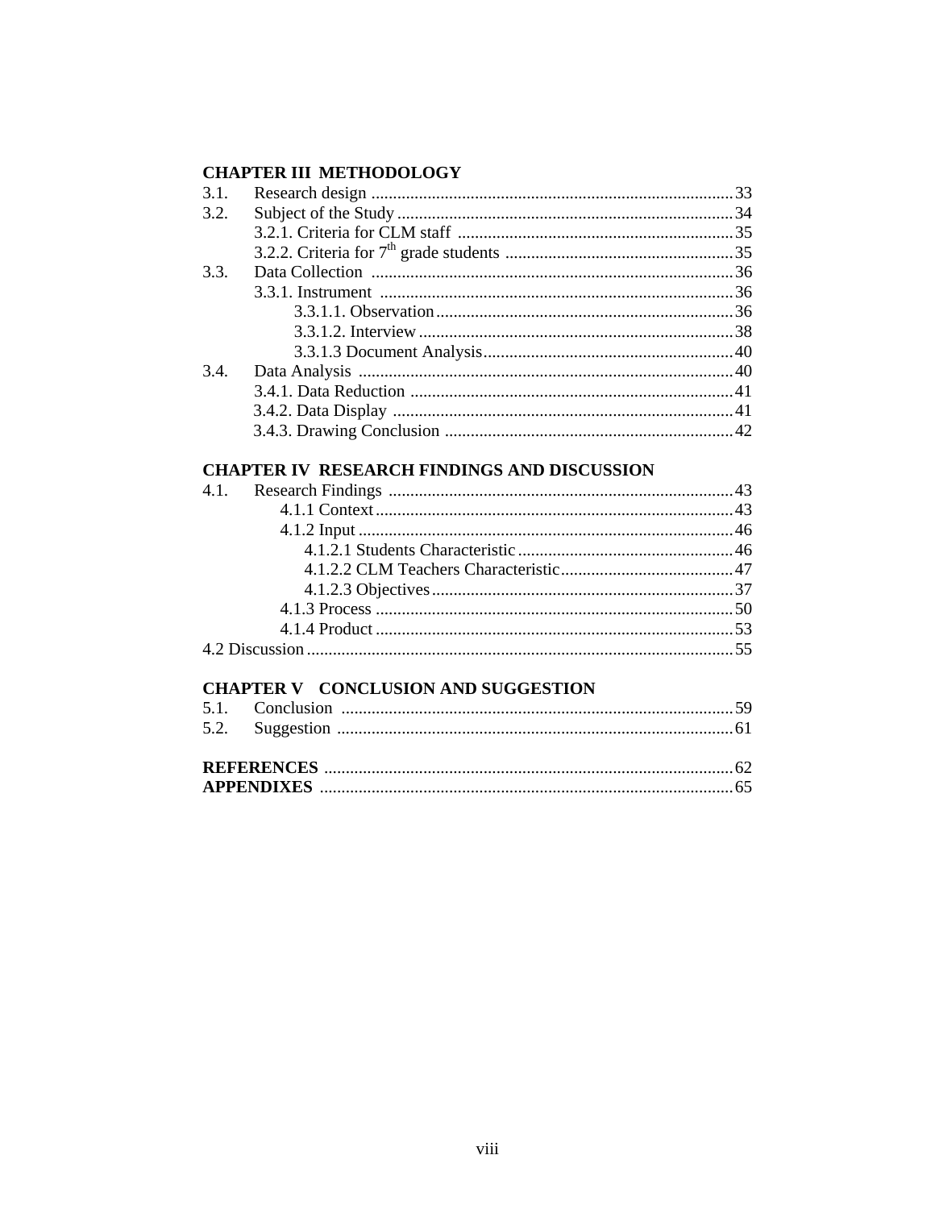**CHAPTER III METHODOLOGY**

3.1. Research design ........................................................................ 33

3.2. Subject of the Study ................................................................... 34

3.2.1. Criteria for CLM staff ........................................................ 35

3.2.2. Criteria for 7th grade students ............................................. 35

3.3. Data Collection ......................................................................... 36

3.3.1. Instrument ......................................................................... 36

3.3.1.1. Observation ............................................................... 36

3.3.1.2. Interview .................................................................... 38

3.3.1.3 Document Analysis ..................................................... 40

3.4. Data Analysis ............................................................................ 40

3.4.1. Data Reduction .................................................................. 41

3.4.2. Data Display ...................................................................... 41

3.4.3. Drawing Conclusion .......................................................... 42

**CHAPTER IV RESEARCH FINDINGS AND DISCUSSION**

4.1. Research Findings ...................................................................... 43

4.1.1 Context ................................................................................ 43

4.1.2 Input .................................................................................... 46

4.1.2.1 Students Characteristic ............................................... 46

4.1.2.2 CLM Teachers Characteristic ...................................... 47

4.1.2.3 Objectives .................................................................. 37

4.1.3 Process ................................................................................ 50

4.1.4 Product ................................................................................ 53

4.2 Discussion ...................................................................................... 55

**CHAPTER V CONCLUSION AND SUGGESTION**

5.1. Conclusion ................................................................................. 59

5.2. Suggestion ................................................................................. 61

**REFERENCES** ................................................................................. 62

**APPENDIXES** ................................................................................. 65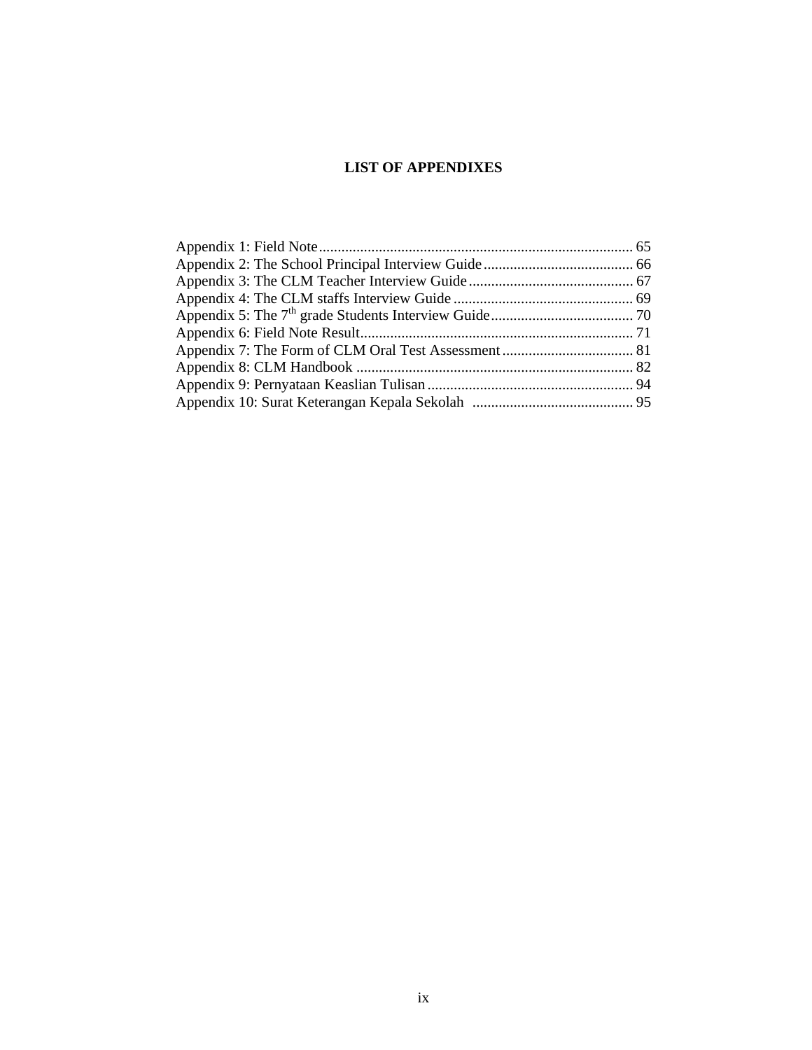# LIST OF APPENDIXES

Appendix 1: Field Note ................................................................................... 65
Appendix 2: The School Principal Interview Guide ........................................ 66
Appendix 3: The CLM Teacher Interview Guide ............................................ 67
Appendix 4: The CLM staffs Interview Guide ................................................ 69
Appendix 5: The 7th grade Students Interview Guide ...................................... 70
Appendix 6: Field Note Result......................................................................... 71
Appendix 7: The Form of CLM Oral Test Assessment ................................... 81
Appendix 8: CLM Handbook .......................................................................... 82
Appendix 9: Pernyataan Keaslian Tulisan ....................................................... 94
Appendix 10: Surat Keterangan Kepala Sekolah ........................................... 95